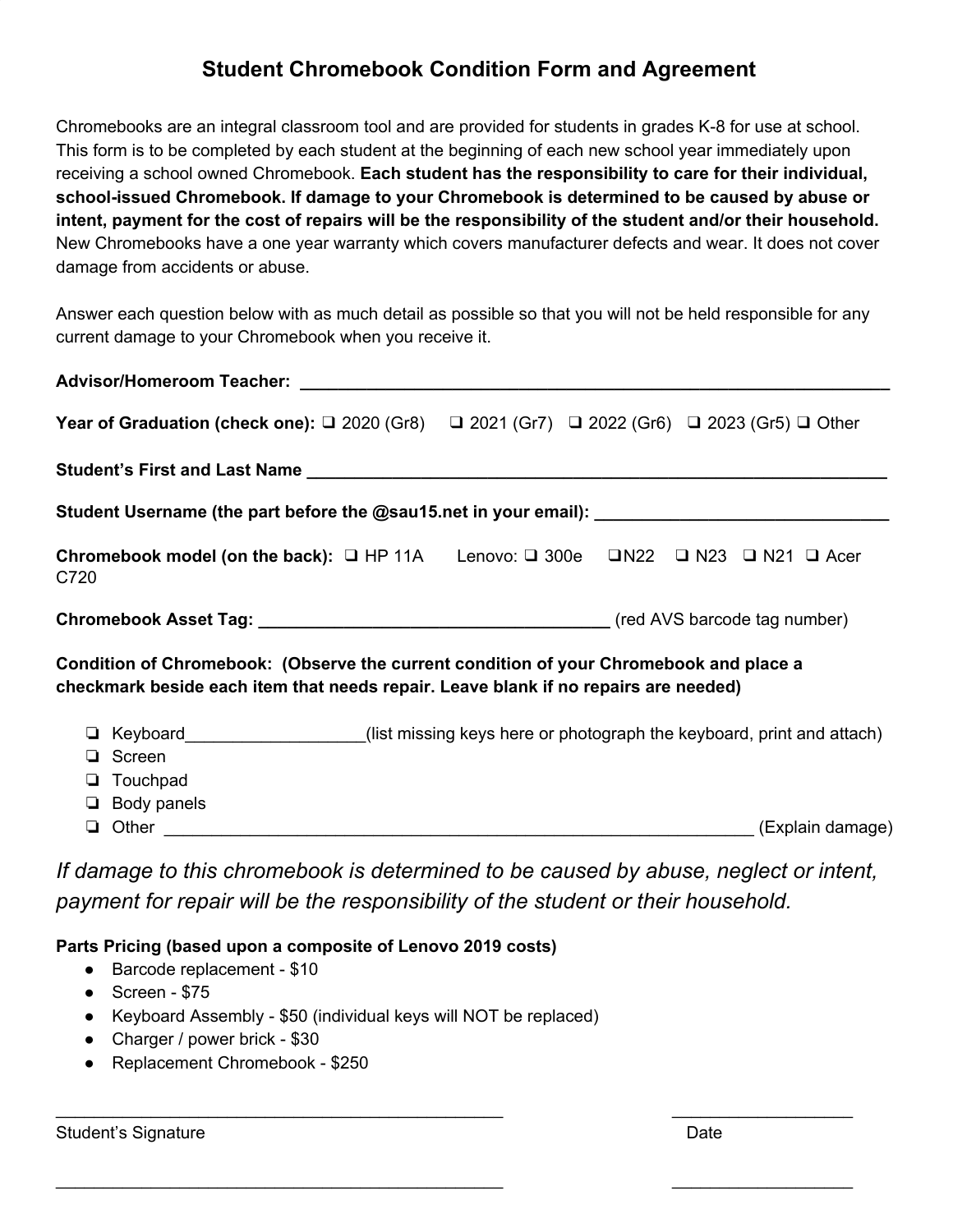# Student Chromebook Condition Form and Agreement

Chromebooks are an integral classroom tool and are provided for students in grades K-8 for use at school. This form is to be completed by each student at the beginning of each new school year immediately upon receiving a school owned Chromebook. **Each student has the responsibility to care for their individual, school-issued Chromebook. If damage to your Chromebook is determined to be caused by abuse or intent, payment for the cost of repairs will be the responsibility of the student and/or their household.** New Chromebooks have a one year warranty which covers manufacturer defects and wear. It does not cover damage from accidents or abuse.

Answer each question below with as much detail as possible so that you will not be held responsible for any current damage to your Chromebook when you receive it.

**Advisor/Homeroom Teacher:** ______________________________________________

**Year of Graduation (check one):** ❑ 2020 (Gr8) ❑ 2021 (Gr7) ❑ 2022 (Gr6) ❑ 2023 (Gr5) ❑ Other

**Student's First and Last Name** ______________________________________________

**Student Username (the part before the @sau15.net in your email):** ______________________

**Chromebook model (on the back):** ❑ HP 11A Lenovo: ❑ 300e ❑N22 ❑ N23 ❑ N21 ❑ Acer C720

**Chromebook Asset Tag:** ______________________________ (red AVS barcode tag number)

**Condition of Chromebook: (Observe the current condition of your Chromebook and place a checkmark beside each item that needs repair. Leave blank if no repairs are needed)**

- ❑ Keyboard__________________(list missing keys here or photograph the keyboard, print and attach)
- ❑ Screen
- ❑ Touchpad
- ❑ Body panels
- ❑ Other ______________________________________________ (Explain damage)

*If damage to this chromebook is determined to be caused by abuse, neglect or intent, payment for repair will be the responsibility of the student or their household.*

**Parts Pricing (based upon a composite of Lenovo 2019 costs)**

- Barcode replacement - $10
- Screen - $75
- Keyboard Assembly - $50 (individual keys will NOT be replaced)
- Charger / power brick - $30
- Replacement Chromebook - $250

______________________________________ ____________________

Student's Signature Date

______________________________________ ____________________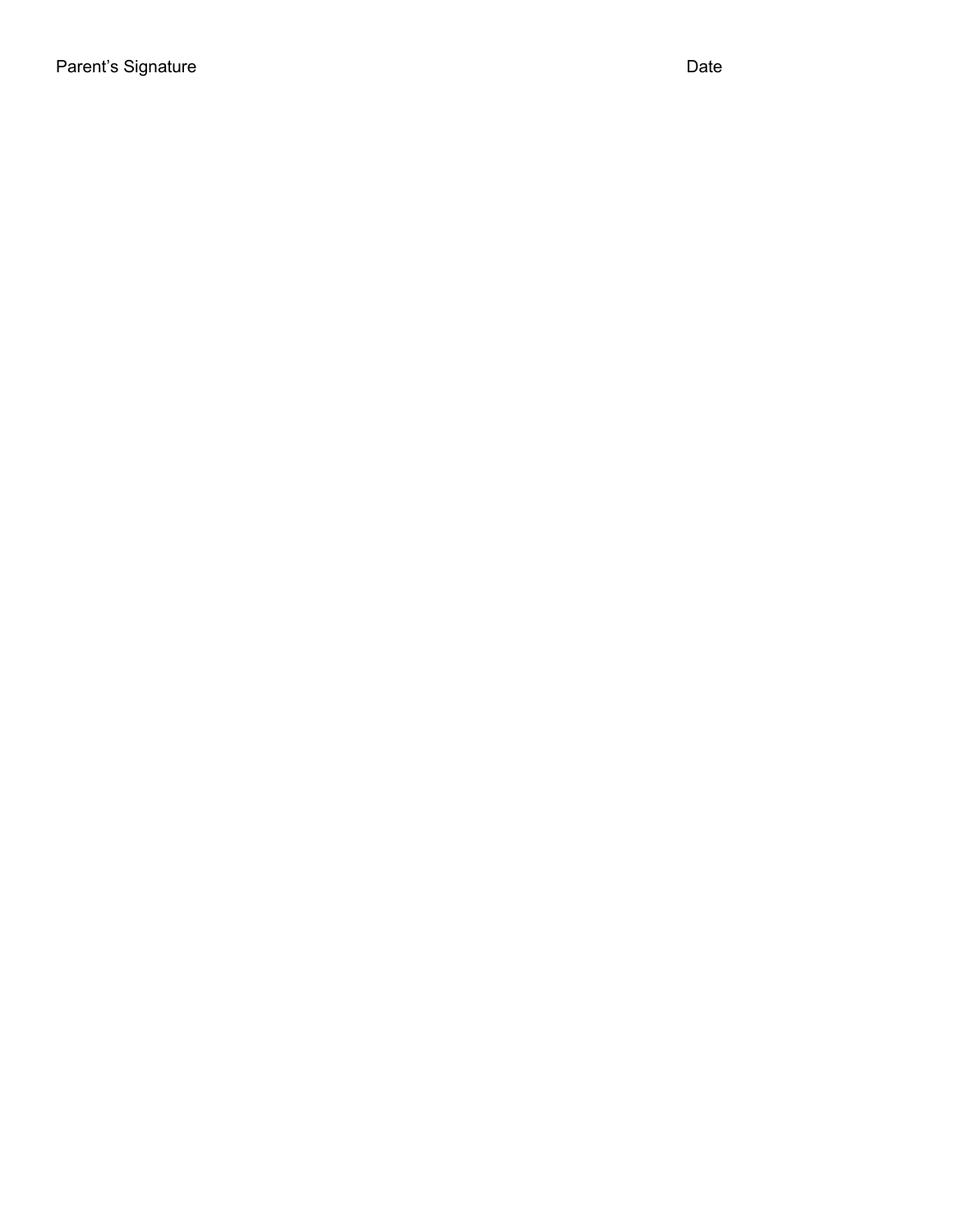Parent’s Signature Date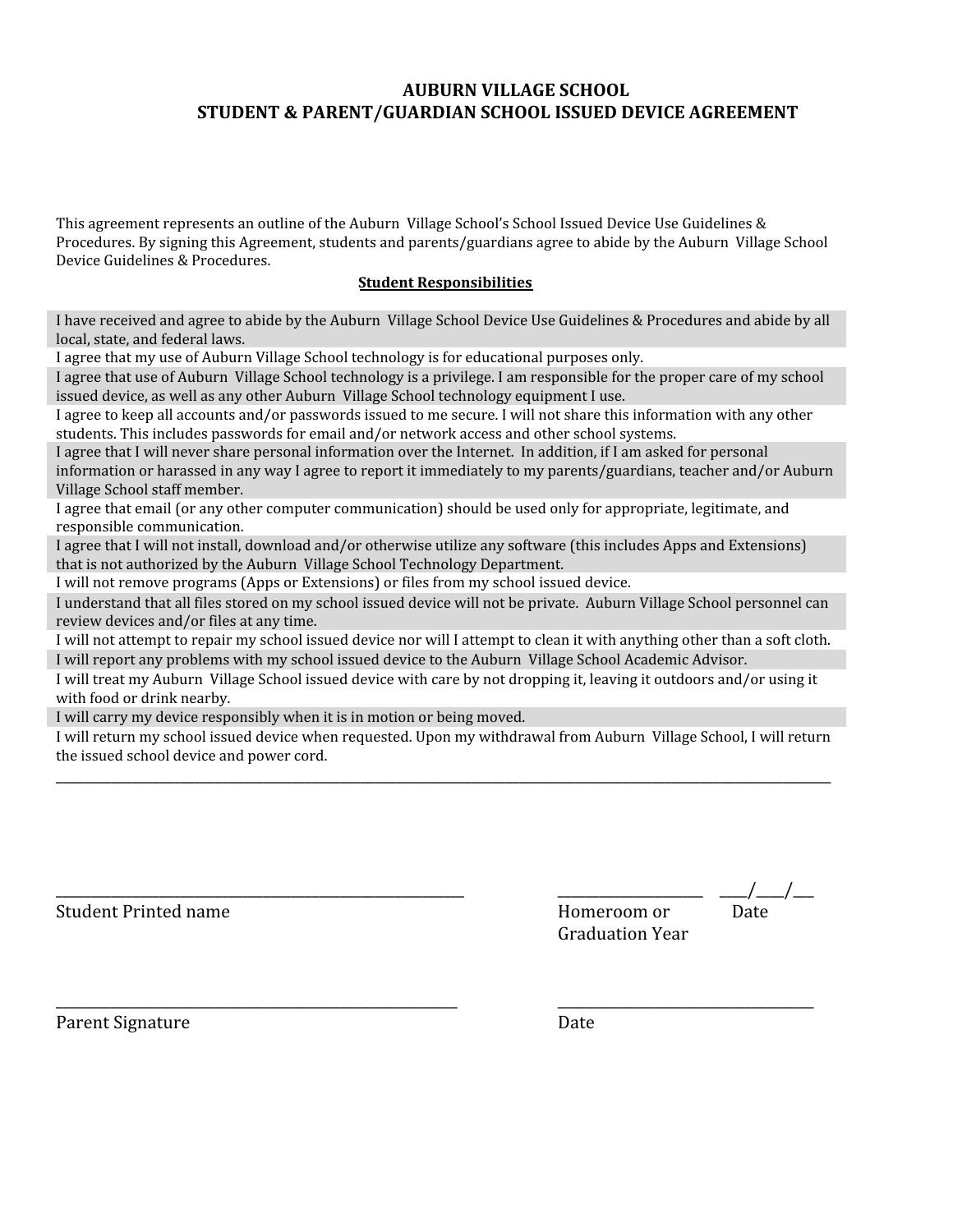# AUBURN VILLAGE SCHOOL
# STUDENT & PARENT/GUARDIAN SCHOOL ISSUED DEVICE AGREEMENT

This agreement represents an outline of the Auburn Village School's School Issued Device Use Guidelines & Procedures. By signing this Agreement, students and parents/guardians agree to abide by the Auburn Village School Device Guidelines & Procedures.

**Student Responsibilities**

| |
|---|
| I have received and agree to abide by the Auburn Village School Device Use Guidelines & Procedures and abide by all local, state, and federal laws. |
| I agree that my use of Auburn Village School technology is for educational purposes only. |
| I agree that use of Auburn Village School technology is a privilege. I am responsible for the proper care of my school issued device, as well as any other Auburn Village School technology equipment I use. |
| I agree to keep all accounts and/or passwords issued to me secure. I will not share this information with any other students. This includes passwords for email and/or network access and other school systems. |
| I agree that I will never share personal information over the Internet. In addition, if I am asked for personal information or harassed in any way I agree to report it immediately to my parents/guardians, teacher and/or Auburn Village School staff member. |
| I agree that email (or any other computer communication) should be used only for appropriate, legitimate, and responsible communication. |
| I agree that I will not install, download and/or otherwise utilize any software (this includes Apps and Extensions) that is not authorized by the Auburn Village School Technology Department. |
| I will not remove programs (Apps or Extensions) or files from my school issued device. |
| I understand that all files stored on my school issued device will not be private. Auburn Village School personnel can review devices and/or files at any time. |
| I will not attempt to repair my school issued device nor will I attempt to clean it with anything other than a soft cloth. |
| I will report any problems with my school issued device to the Auburn Village School Academic Advisor. |
| I will treat my Auburn Village School issued device with care by not dropping it, leaving it outdoors and/or using it with food or drink nearby. |
| I will carry my device responsibly when it is in motion or being moved. |
| I will return my school issued device when requested. Upon my withdrawal from Auburn Village School, I will return the issued school device and power cord. |

_____________________________________________ &nbsp;&nbsp; __________________ &nbsp; ___/___/___

Student Printed name &nbsp;&nbsp; Homeroom or Graduation Year &nbsp;&nbsp; Date

_____________________________________________ &nbsp;&nbsp; ______________________________

Parent Signature &nbsp;&nbsp; Date